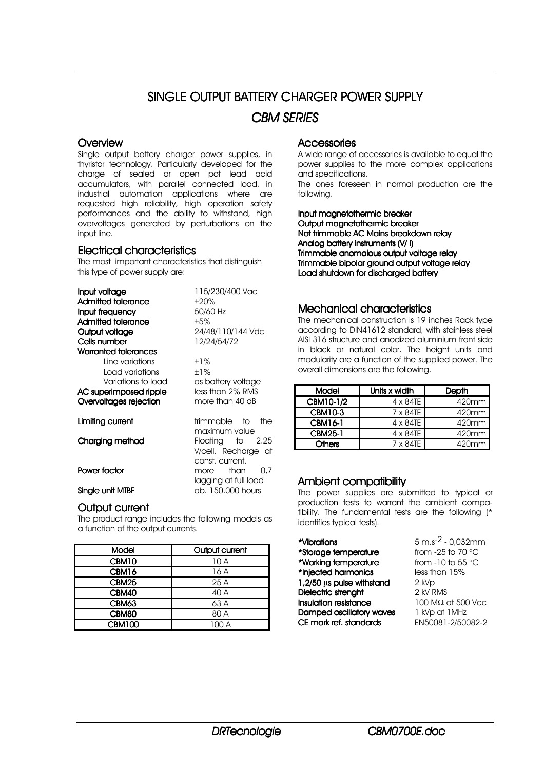# SINGLE OUTPUT BATTERY CHARGER POWER SUPPLY

## *CBM SERIES*

### Overview

Single output battery charger power supplies, in thyristor technology. Particularly developed for the charge of sealed or open pot lead acid accumulators, with parallel connected load, in industrial automation applications where are requested high reliability, high operation safety performances and the ability to withstand, high overvoltages generated by perturbations on the input line.

### Electrical characteristics

The most important characteristics that distinguish this type of power supply are:

**Input voltage** 115/230/400 Vac
**Admitted tolerance** ±20%
**Input frequency** 50/60 Hz
**Admitted tolerance** ±5%
**Output voltage** 24/48/110/144 Vdc
**Cells number** 12/24/54/72
**Warranted tolerances**
Line variations ±1%
Load variations ±1%
Variations to load as battery voltage
**AC superimposed ripple** less than 2% RMS
**Overvoltages rejection** more than 40 dB

**Limiting current** trimmable to the maximum value
**Charging method** Floating to 2.25 V/cell. Recharge at const. current.
**Power factor** more than 0,7 lagging at full load
**Single unit MTBF** ab. 150.000 hours

### Output current

The product range includes the following models as a function of the output currents.

| Model | Output current |
|---|---|
| CBM10 | 10 A |
| CBM16 | 16 A |
| CBM25 | 25 A |
| CBM40 | 40 A |
| CBM63 | 63 A |
| CBM80 | 80 A |
| CBM100 | 100 A |

### Accessories

A wide range of accessories is available to equal the power supplies to the more complex applications and specifications.
The ones foreseen in normal production are the following.

**Input magnetothermic breaker**
**Output magnetothermic breaker**
**Not trimmable AC Mains breakdown relay**
**Analog battery instruments (V/ I)**
**Trimmable anomalous output voltage relay**
**Trimmable bipolar ground output voltage relay**
**Load shutdown for discharged battery**

### Mechanical characteristics

The mechanical construction is 19 inches Rack type according to DIN41612 standard, with stainless steel AISI 316 structure and anodized aluminium front side in black or natural color. The height units and modularity are a function of the supplied power. The overall dimensions are the following.

| Model | Units x width | Depth |
|---|---|---|
| CBM10-1/2 | 4 x 84TE | 420mm |
| CBM10-3 | 7 x 84TE | 420mm |
| CBM16-1 | 4 x 84TE | 420mm |
| CBM25-1 | 4 x 84TE | 420mm |
| Others | 7 x 84TE | 420mm |

### Ambient compatibility

The power supplies are submitted to typical or production tests to warrant the ambient compatibility. The fundamental tests are the following (* identifies typical tests).

**\*Vibrations** 5 m.s$^{-2}$ - 0,032mm
**\*Storage temperature** from -25 to 70 °C
**\*Working temperature** from -10 to 55 °C
**\*Injected harmonics** less than 15%
**1,2/50 µs pulse withstand** 2 kVp
**Dielectric strenght** 2 kV RMS
**Insulation resistance** 100 MΩ at 500 Vcc
**Damped oscillatory waves** 1 kVp at 1MHz
**CE mark ref. standards** EN50081-2/50082-2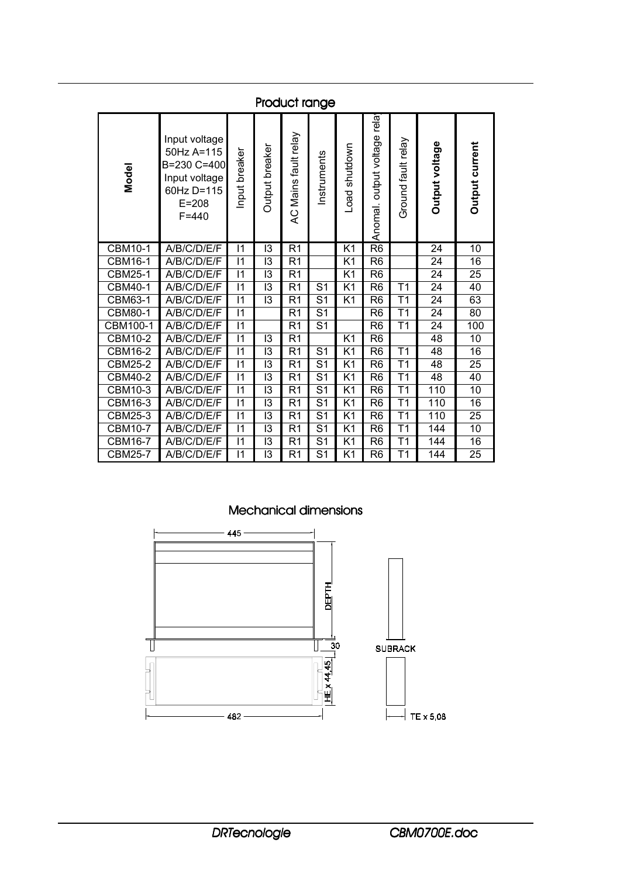## Product range

| Model | Input voltage 50Hz A=115 B=230 C=400 Input voltage 60Hz D=115 E=208 F=440 | Input breaker | Output breaker | AC Mains fault relay | Instruments | Load shutdown | Anomal. output voltage relay | Ground fault relay | **Output voltage** | **Output current** |
|---|---|---|---|---|---|---|---|---|---|---|
| CBM10-1 | A/B/C/D/E/F | I1 | I3 | R1 | | K1 | R6 | | 24 | 10 |
| CBM16-1 | A/B/C/D/E/F | I1 | I3 | R1 | | K1 | R6 | | 24 | 16 |
| CBM25-1 | A/B/C/D/E/F | I1 | I3 | R1 | | K1 | R6 | | 24 | 25 |
| CBM40-1 | A/B/C/D/E/F | I1 | I3 | R1 | S1 | K1 | R6 | T1 | 24 | 40 |
| CBM63-1 | A/B/C/D/E/F | I1 | I3 | R1 | S1 | K1 | R6 | T1 | 24 | 63 |
| CBM80-1 | A/B/C/D/E/F | I1 | | R1 | S1 | | R6 | T1 | 24 | 80 |
| CBM100-1 | A/B/C/D/E/F | I1 | | R1 | S1 | | R6 | T1 | 24 | 100 |
| CBM10-2 | A/B/C/D/E/F | I1 | I3 | R1 | | K1 | R6 | | 48 | 10 |
| CBM16-2 | A/B/C/D/E/F | I1 | I3 | R1 | S1 | K1 | R6 | T1 | 48 | 16 |
| CBM25-2 | A/B/C/D/E/F | I1 | I3 | R1 | S1 | K1 | R6 | T1 | 48 | 25 |
| CBM40-2 | A/B/C/D/E/F | I1 | I3 | R1 | S1 | K1 | R6 | T1 | 48 | 40 |
| CBM10-3 | A/B/C/D/E/F | I1 | I3 | R1 | S1 | K1 | R6 | T1 | 110 | 10 |
| CBM16-3 | A/B/C/D/E/F | I1 | I3 | R1 | S1 | K1 | R6 | T1 | 110 | 16 |
| CBM25-3 | A/B/C/D/E/F | I1 | I3 | R1 | S1 | K1 | R6 | T1 | 110 | 25 |
| CBM10-7 | A/B/C/D/E/F | I1 | I3 | R1 | S1 | K1 | R6 | T1 | 144 | 10 |
| CBM16-7 | A/B/C/D/E/F | I1 | I3 | R1 | S1 | K1 | R6 | T1 | 144 | 16 |
| CBM25-7 | A/B/C/D/E/F | I1 | I3 | R1 | S1 | K1 | R6 | T1 | 144 | 25 |

## Mechanical dimensions

445

DEPTH

30

HE x 44,45

482

SUBRACK

TE x 5,08